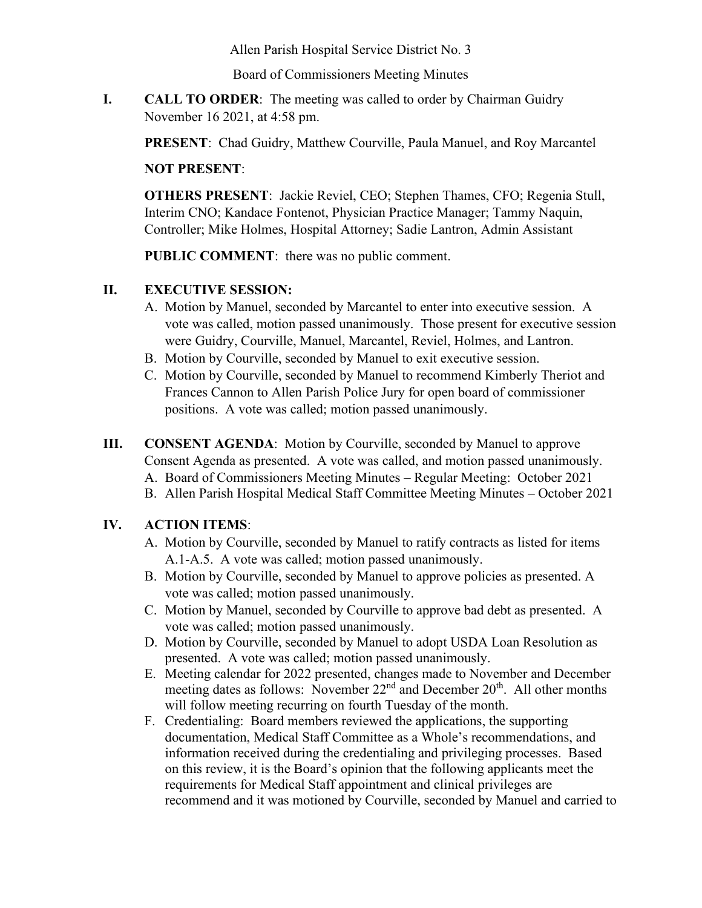Allen Parish Hospital Service District No. 3

Board of Commissioners Meeting Minutes

**I. CALL TO ORDER**: The meeting was called to order by Chairman Guidry November 16 2021, at 4:58 pm.

**PRESENT**: Chad Guidry, Matthew Courville, Paula Manuel, and Roy Marcantel

**NOT PRESENT**:

**OTHERS PRESENT**: Jackie Reviel, CEO; Stephen Thames, CFO; Regenia Stull, Interim CNO; Kandace Fontenot, Physician Practice Manager; Tammy Naquin, Controller; Mike Holmes, Hospital Attorney; Sadie Lantron, Admin Assistant

**PUBLIC COMMENT**: there was no public comment.

**II. EXECUTIVE SESSION:**

A. Motion by Manuel, seconded by Marcantel to enter into executive session. A vote was called, motion passed unanimously. Those present for executive session were Guidry, Courville, Manuel, Marcantel, Reviel, Holmes, and Lantron.

B. Motion by Courville, seconded by Manuel to exit executive session.

C. Motion by Courville, seconded by Manuel to recommend Kimberly Theriot and Frances Cannon to Allen Parish Police Jury for open board of commissioner positions. A vote was called; motion passed unanimously.

**III. CONSENT AGENDA**: Motion by Courville, seconded by Manuel to approve Consent Agenda as presented. A vote was called, and motion passed unanimously.

A. Board of Commissioners Meeting Minutes – Regular Meeting: October 2021

B. Allen Parish Hospital Medical Staff Committee Meeting Minutes – October 2021

**IV. ACTION ITEMS**:

A. Motion by Courville, seconded by Manuel to ratify contracts as listed for items A.1-A.5. A vote was called; motion passed unanimously.

B. Motion by Courville, seconded by Manuel to approve policies as presented. A vote was called; motion passed unanimously.

C. Motion by Manuel, seconded by Courville to approve bad debt as presented. A vote was called; motion passed unanimously.

D. Motion by Courville, seconded by Manuel to adopt USDA Loan Resolution as presented. A vote was called; motion passed unanimously.

E. Meeting calendar for 2022 presented, changes made to November and December meeting dates as follows: November 22nd and December 20th. All other months will follow meeting recurring on fourth Tuesday of the month.

F. Credentialing: Board members reviewed the applications, the supporting documentation, Medical Staff Committee as a Whole's recommendations, and information received during the credentialing and privileging processes. Based on this review, it is the Board's opinion that the following applicants meet the requirements for Medical Staff appointment and clinical privileges are recommend and it was motioned by Courville, seconded by Manuel and carried to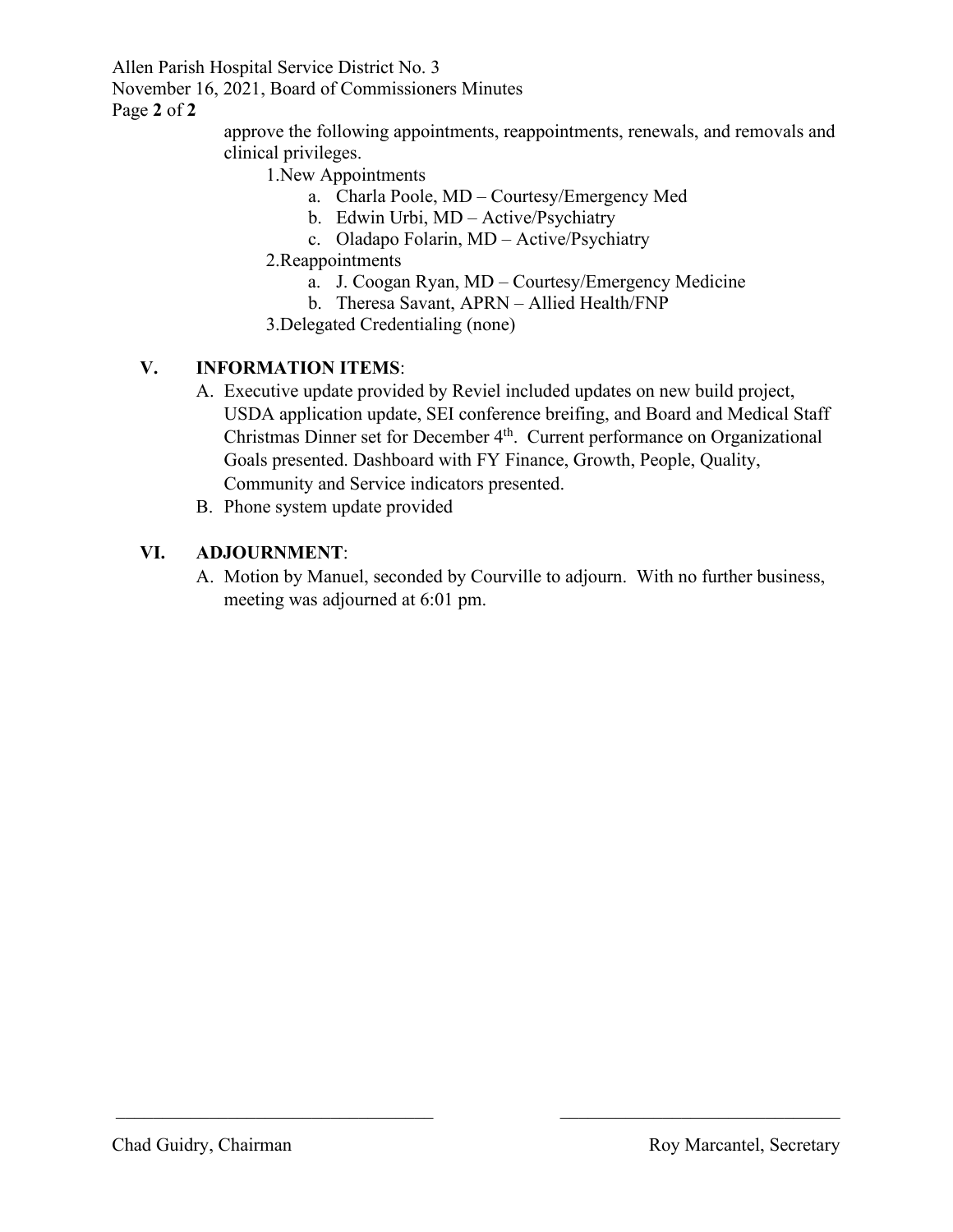approve the following appointments, reappointments, renewals, and removals and clinical privileges.

1. New Appointments
    a. Charla Poole, MD – Courtesy/Emergency Med
    b. Edwin Urbi, MD – Active/Psychiatry
    c. Oladapo Folarin, MD – Active/Psychiatry
2. Reappointments
    a. J. Coogan Ryan, MD – Courtesy/Emergency Medicine
    b. Theresa Savant, APRN – Allied Health/FNP
3. Delegated Credentialing (none)

## V. INFORMATION ITEMS:

A. Executive update provided by Reviel included updates on new build project, USDA application update, SEI conference breifing, and Board and Medical Staff Christmas Dinner set for December 4th. Current performance on Organizational Goals presented. Dashboard with FY Finance, Growth, People, Quality, Community and Service indicators presented.

B. Phone system update provided

## VI. ADJOURNMENT:

A. Motion by Manuel, seconded by Courville to adjourn. With no further business, meeting was adjourned at 6:01 pm.

\_\_\_\_\_\_\_\_\_\_\_\_\_\_\_\_\_\_\_\_\_\_\_\_\_\_\_\_\_\_ \_\_\_\_\_\_\_\_\_\_\_\_\_\_\_\_\_\_\_\_\_\_\_\_\_\_\_\_\_\_

Chad Guidry, Chairman Roy Marcantel, Secretary